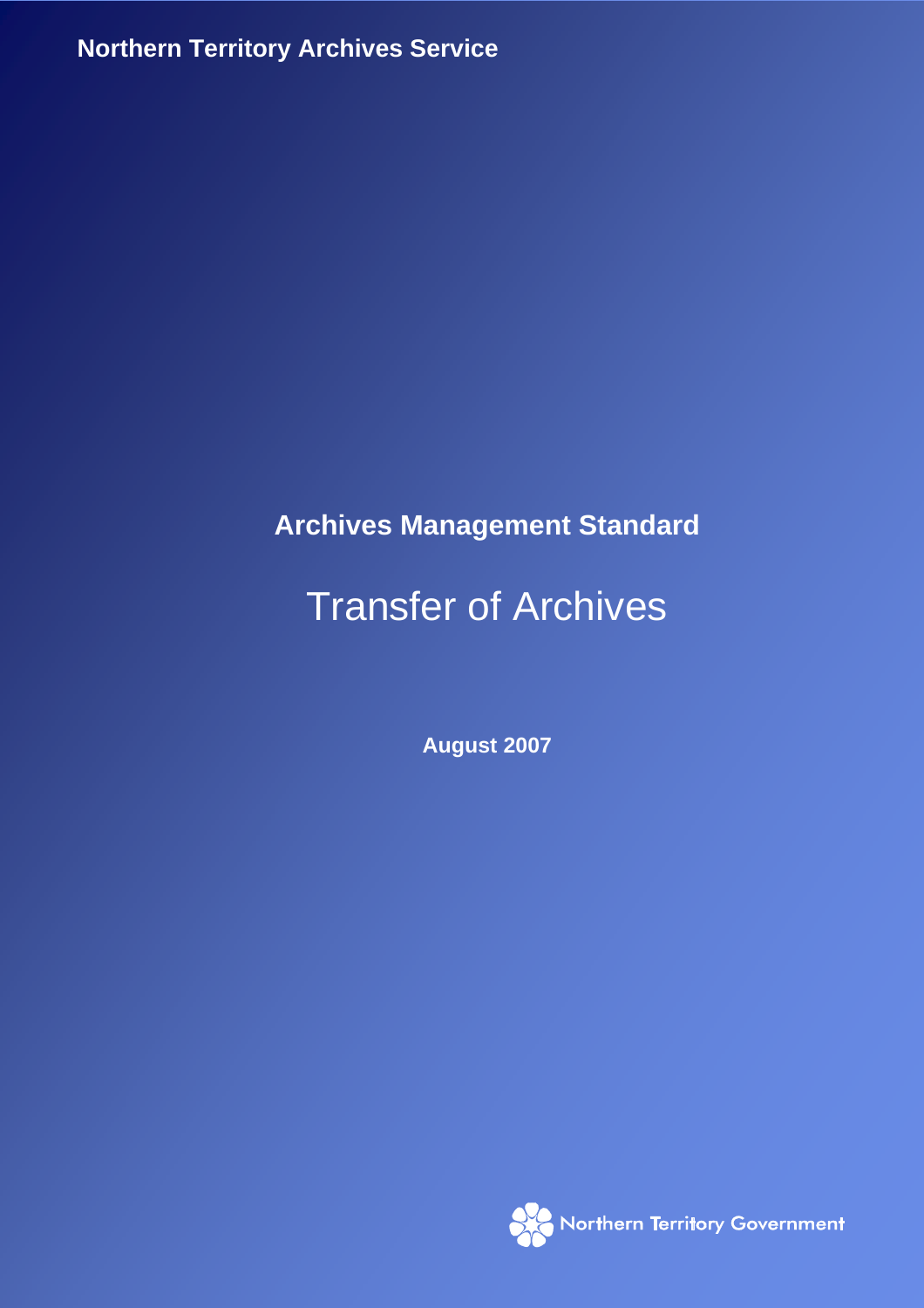Northern Territory Archives Service

**Archives Management Standard**

# Transfer of Archives

**August 2007**

Northern Territory Government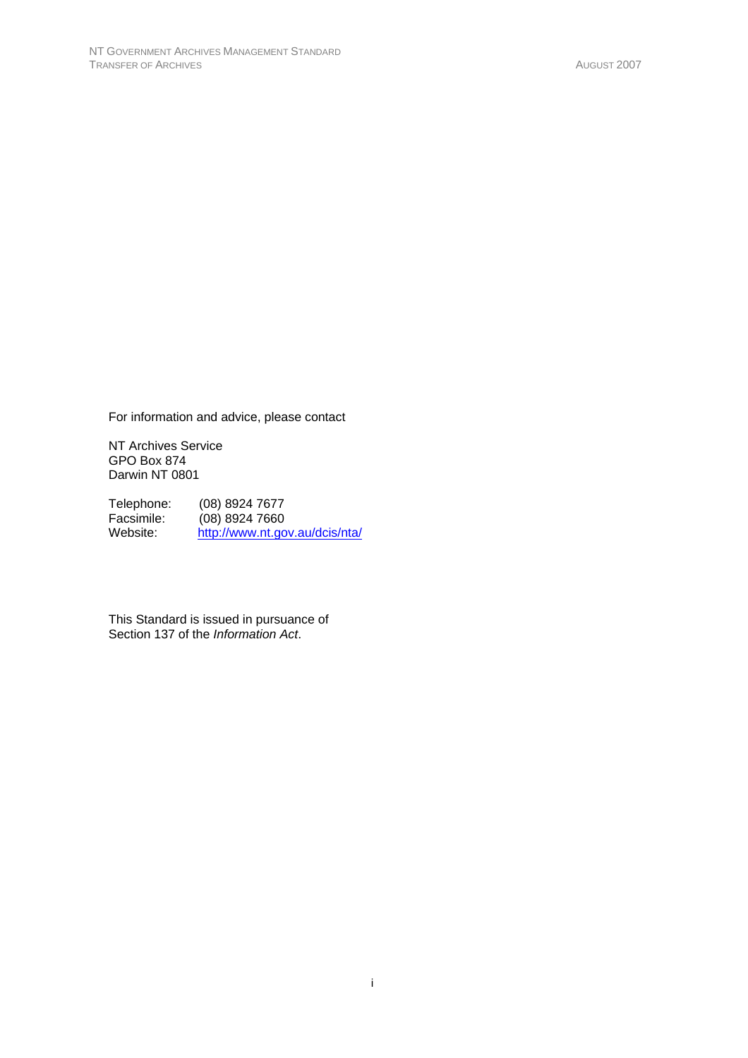For information and advice, please contact

NT Archives Service
GPO Box 874
Darwin NT 0801

Telephone: (08) 8924 7677
Facsimile: (08) 8924 7660
Website: http://www.nt.gov.au/dcis/nta/

This Standard is issued in pursuance of Section 137 of the *Information Act*.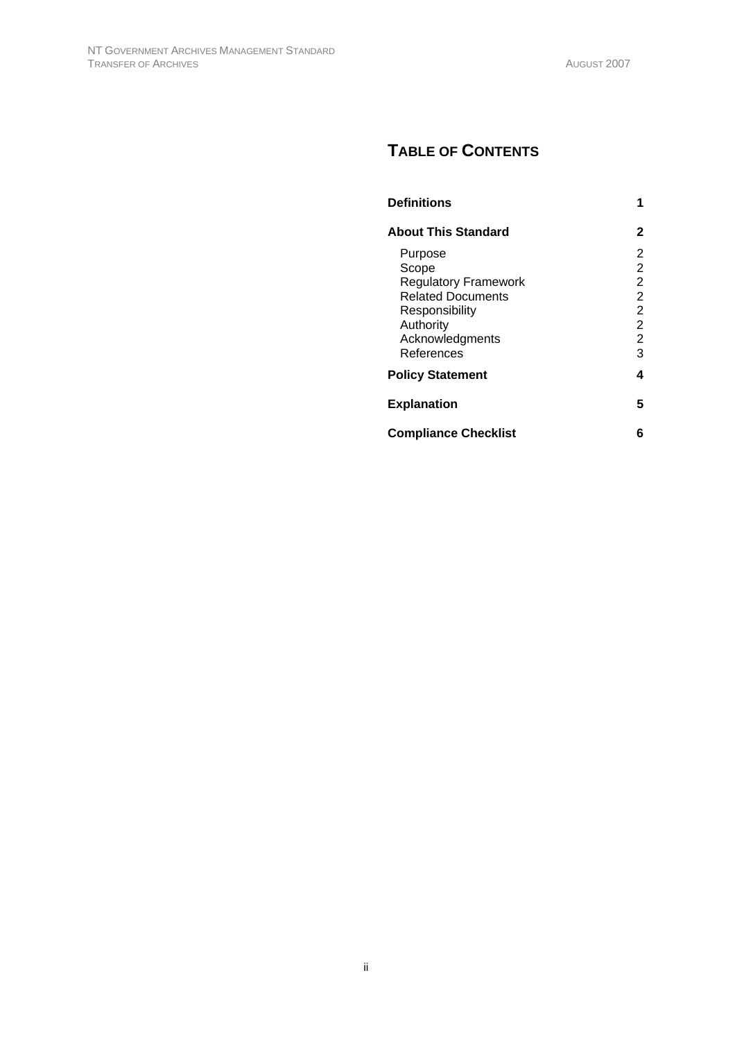# Table of Contents

| | |
|---|---|
| **Definitions** | **1** |
| **About This Standard** | **2** |
| Purpose | 2 |
| Scope | 2 |
| Regulatory Framework | 2 |
| Related Documents | 2 |
| Responsibility | 2 |
| Authority | 2 |
| Acknowledgments | 2 |
| References | 3 |
| **Policy Statement** | **4** |
| **Explanation** | **5** |
| **Compliance Checklist** | **6** |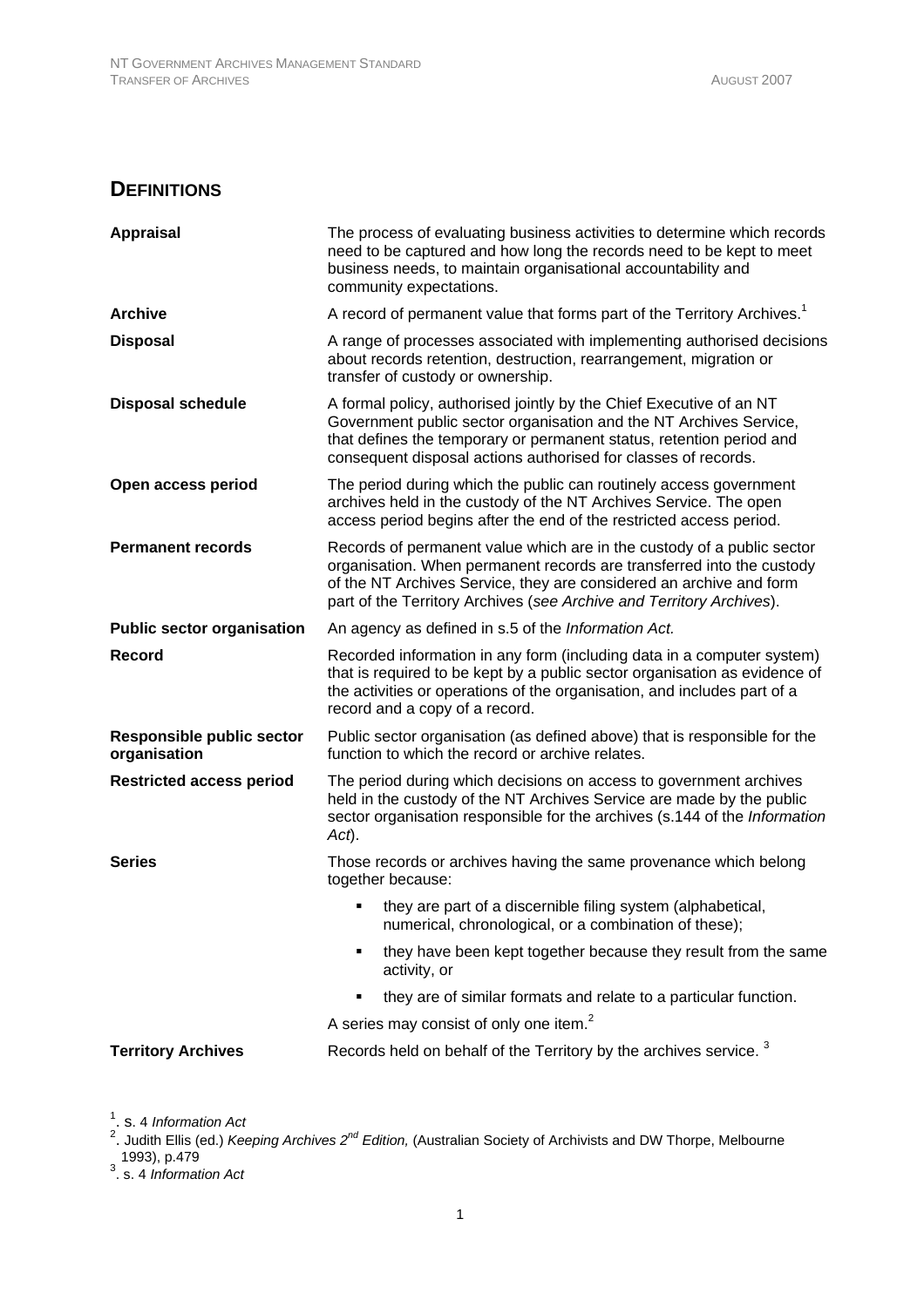## DEFINITIONS

| | |
|---|---|
| **Appraisal** | The process of evaluating business activities to determine which records need to be captured and how long the records need to be kept to meet business needs, to maintain organisational accountability and community expectations. |
| **Archive** | A record of permanent value that forms part of the Territory Archives.[1] |
| **Disposal** | A range of processes associated with implementing authorised decisions about records retention, destruction, rearrangement, migration or transfer of custody or ownership. |
| **Disposal schedule** | A formal policy, authorised jointly by the Chief Executive of an NT Government public sector organisation and the NT Archives Service, that defines the temporary or permanent status, retention period and consequent disposal actions authorised for classes of records. |
| **Open access period** | The period during which the public can routinely access government archives held in the custody of the NT Archives Service. The open access period begins after the end of the restricted access period. |
| **Permanent records** | Records of permanent value which are in the custody of a public sector organisation. When permanent records are transferred into the custody of the NT Archives Service, they are considered an archive and form part of the Territory Archives (*see Archive and Territory Archives*). |
| **Public sector organisation** | An agency as defined in s.5 of the *Information Act.* |
| **Record** | Recorded information in any form (including data in a computer system) that is required to be kept by a public sector organisation as evidence of the activities or operations of the organisation, and includes part of a record and a copy of a record. |
| **Responsible public sector organisation** | Public sector organisation (as defined above) that is responsible for the function to which the record or archive relates. |
| **Restricted access period** | The period during which decisions on access to government archives held in the custody of the NT Archives Service are made by the public sector organisation responsible for the archives (s.144 of the *Information Act*). |
| **Series** | Those records or archives having the same provenance which belong together because: <br>▪ they are part of a discernible filing system (alphabetical, numerical, chronological, or a combination of these); <br>▪ they have been kept together because they result from the same activity, or <br>▪ they are of similar formats and relate to a particular function. <br>A series may consist of only one item.[2] |
| **Territory Archives** | Records held on behalf of the Territory by the archives service. [3] |

1. s. 4 *Information Act*

2. Judith Ellis (ed.) *Keeping Archives 2nd Edition,* (Australian Society of Archivists and DW Thorpe, Melbourne 1993), p.479

3. s. 4 *Information Act*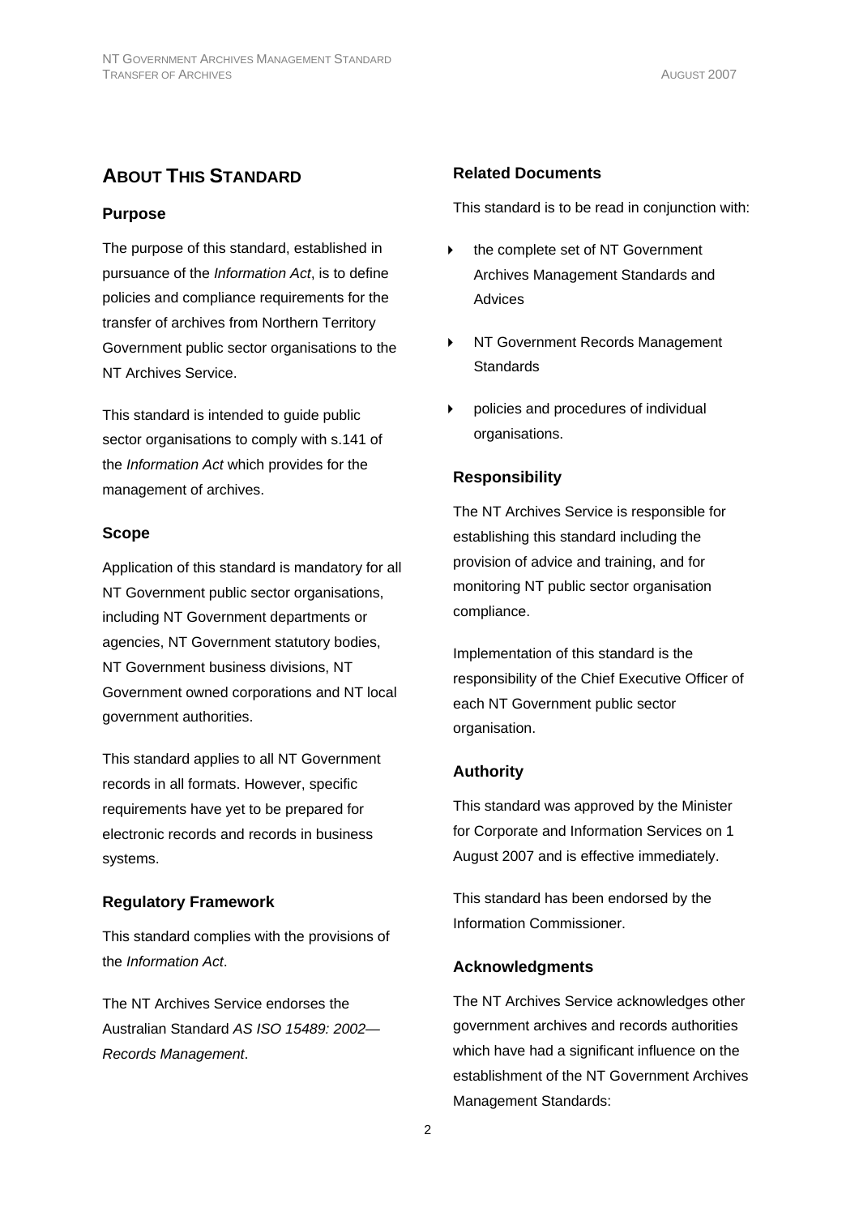## About This Standard

### Purpose

The purpose of this standard, established in pursuance of the *Information Act*, is to define policies and compliance requirements for the transfer of archives from Northern Territory Government public sector organisations to the NT Archives Service.

This standard is intended to guide public sector organisations to comply with s.141 of the *Information Act* which provides for the management of archives.

### Scope

Application of this standard is mandatory for all NT Government public sector organisations, including NT Government departments or agencies, NT Government statutory bodies, NT Government business divisions, NT Government owned corporations and NT local government authorities.

This standard applies to all NT Government records in all formats. However, specific requirements have yet to be prepared for electronic records and records in business systems.

### Regulatory Framework

This standard complies with the provisions of the *Information Act*.

The NT Archives Service endorses the Australian Standard *AS ISO 15489: 2002—Records Management*.

### Related Documents

This standard is to be read in conjunction with:

- the complete set of NT Government Archives Management Standards and Advices
- NT Government Records Management Standards
- policies and procedures of individual organisations.

### Responsibility

The NT Archives Service is responsible for establishing this standard including the provision of advice and training, and for monitoring NT public sector organisation compliance.

Implementation of this standard is the responsibility of the Chief Executive Officer of each NT Government public sector organisation.

### Authority

This standard was approved by the Minister for Corporate and Information Services on 1 August 2007 and is effective immediately.

This standard has been endorsed by the Information Commissioner.

### Acknowledgments

The NT Archives Service acknowledges other government archives and records authorities which have had a significant influence on the establishment of the NT Government Archives Management Standards: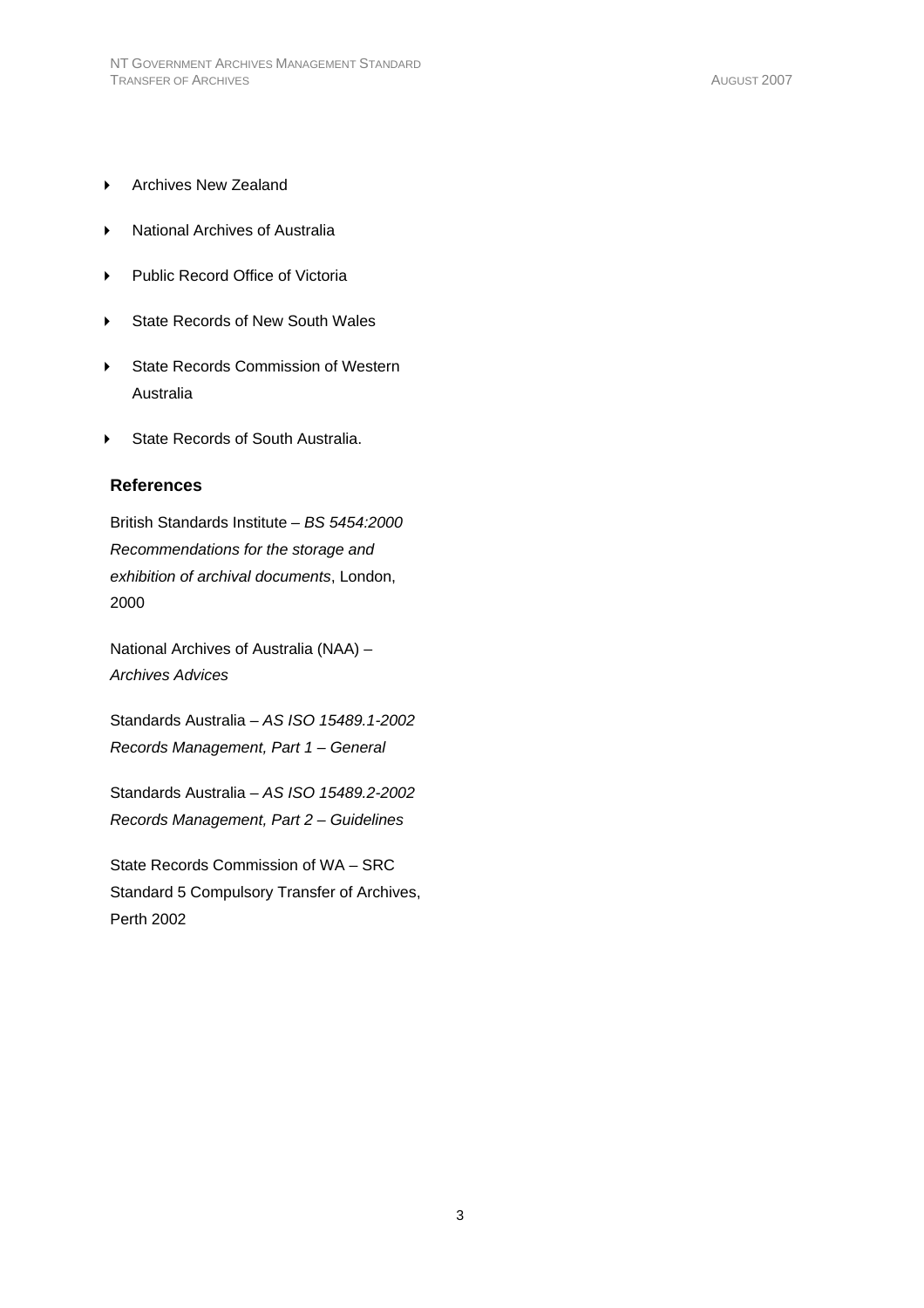- Archives New Zealand
- National Archives of Australia
- Public Record Office of Victoria
- State Records of New South Wales
- State Records Commission of Western Australia
- State Records of South Australia.

## References

British Standards Institute – *BS 5454:2000 Recommendations for the storage and exhibition of archival documents*, London, 2000

National Archives of Australia (NAA) – *Archives Advices*

Standards Australia – *AS ISO 15489.1-2002 Records Management, Part 1 – General*

Standards Australia – *AS ISO 15489.2-2002 Records Management, Part 2 – Guidelines*

State Records Commission of WA – SRC Standard 5 Compulsory Transfer of Archives, Perth 2002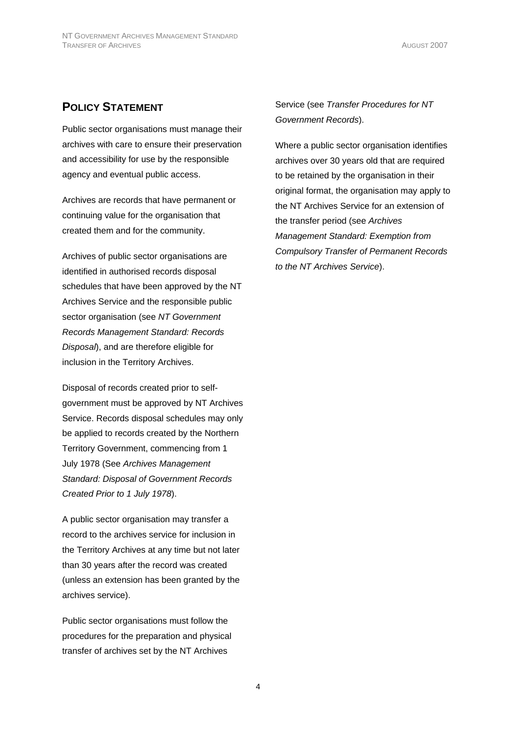## POLICY STATEMENT

Public sector organisations must manage their archives with care to ensure their preservation and accessibility for use by the responsible agency and eventual public access.

Archives are records that have permanent or continuing value for the organisation that created them and for the community.

Archives of public sector organisations are identified in authorised records disposal schedules that have been approved by the NT Archives Service and the responsible public sector organisation (see *NT Government Records Management Standard: Records Disposal*), and are therefore eligible for inclusion in the Territory Archives.

Disposal of records created prior to self-government must be approved by NT Archives Service. Records disposal schedules may only be applied to records created by the Northern Territory Government, commencing from 1 July 1978 (See *Archives Management Standard: Disposal of Government Records Created Prior to 1 July 1978*).

A public sector organisation may transfer a record to the archives service for inclusion in the Territory Archives at any time but not later than 30 years after the record was created (unless an extension has been granted by the archives service).

Public sector organisations must follow the procedures for the preparation and physical transfer of archives set by the NT Archives Service (see *Transfer Procedures for NT Government Records*).

Where a public sector organisation identifies archives over 30 years old that are required to be retained by the organisation in their original format, the organisation may apply to the NT Archives Service for an extension of the transfer period (see *Archives Management Standard: Exemption from Compulsory Transfer of Permanent Records to the NT Archives Service*).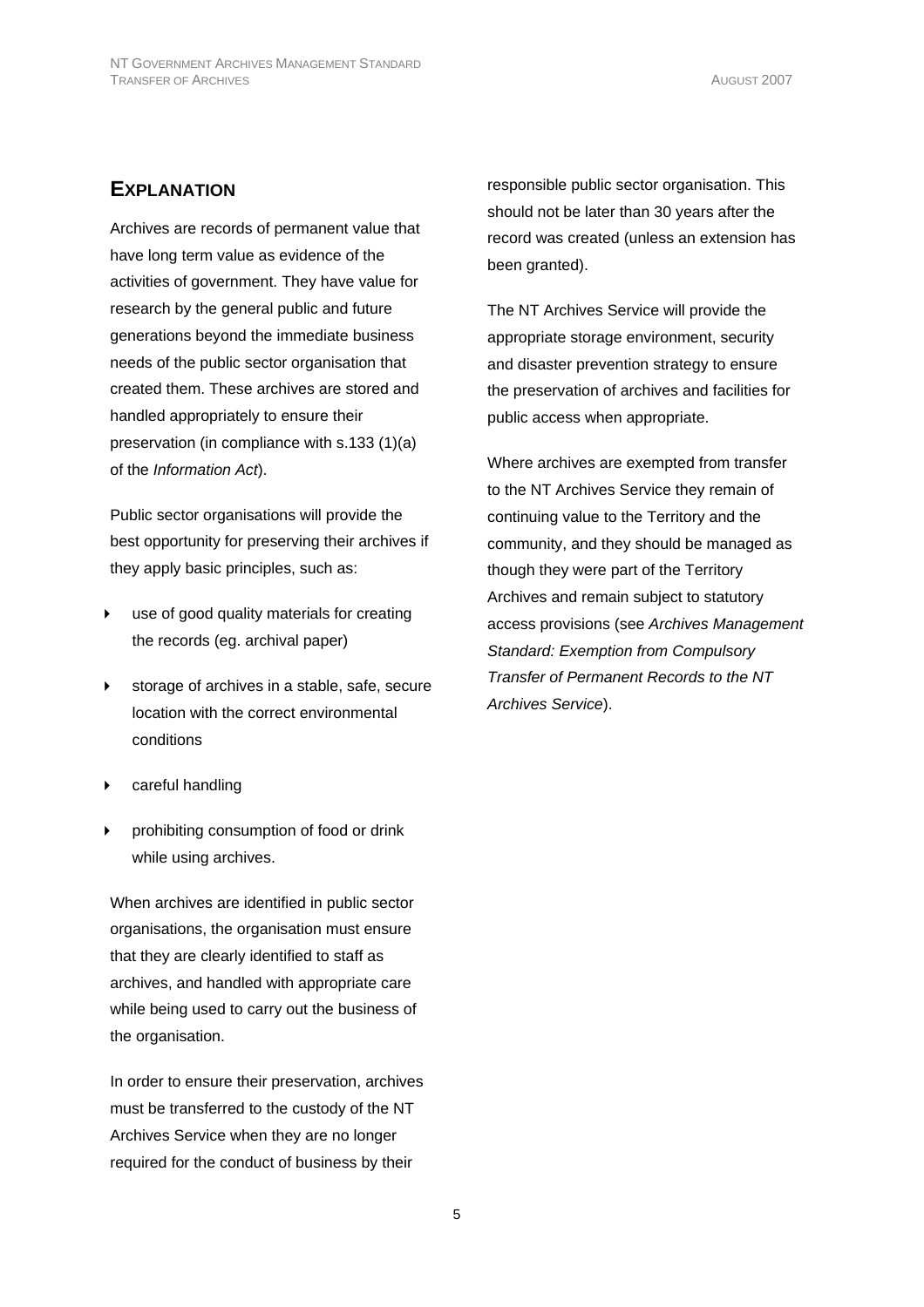## EXPLANATION

Archives are records of permanent value that have long term value as evidence of the activities of government. They have value for research by the general public and future generations beyond the immediate business needs of the public sector organisation that created them. These archives are stored and handled appropriately to ensure their preservation (in compliance with s.133 (1)(a) of the *Information Act*).

Public sector organisations will provide the best opportunity for preserving their archives if they apply basic principles, such as:

- use of good quality materials for creating the records (eg. archival paper)
- storage of archives in a stable, safe, secure location with the correct environmental conditions
- careful handling
- prohibiting consumption of food or drink while using archives.

When archives are identified in public sector organisations, the organisation must ensure that they are clearly identified to staff as archives, and handled with appropriate care while being used to carry out the business of the organisation.

In order to ensure their preservation, archives must be transferred to the custody of the NT Archives Service when they are no longer required for the conduct of business by their responsible public sector organisation. This should not be later than 30 years after the record was created (unless an extension has been granted).

The NT Archives Service will provide the appropriate storage environment, security and disaster prevention strategy to ensure the preservation of archives and facilities for public access when appropriate.

Where archives are exempted from transfer to the NT Archives Service they remain of continuing value to the Territory and the community, and they should be managed as though they were part of the Territory Archives and remain subject to statutory access provisions (see *Archives Management Standard: Exemption from Compulsory Transfer of Permanent Records to the NT Archives Service*).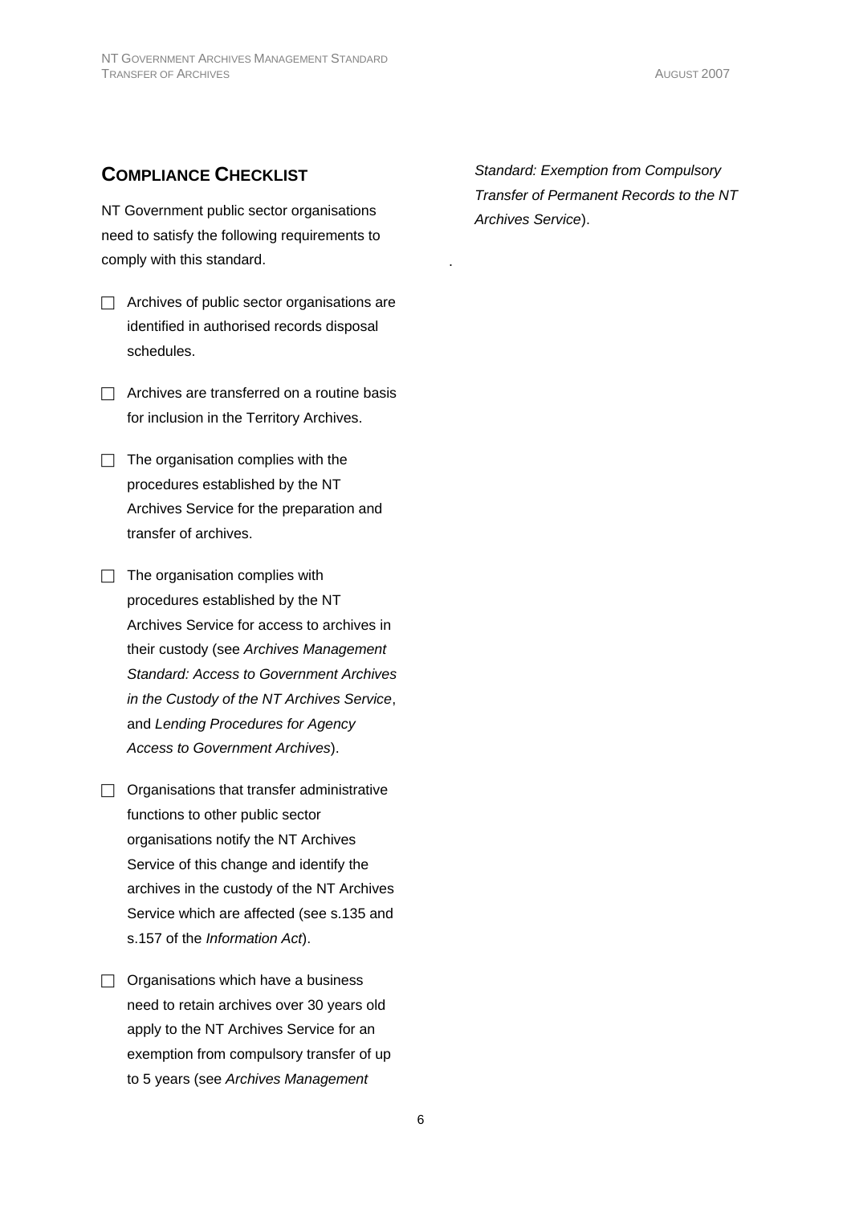## Compliance Checklist

NT Government public sector organisations need to satisfy the following requirements to comply with this standard.

- ☐ Archives of public sector organisations are identified in authorised records disposal schedules.
- ☐ Archives are transferred on a routine basis for inclusion in the Territory Archives.
- ☐ The organisation complies with the procedures established by the NT Archives Service for the preparation and transfer of archives.
- ☐ The organisation complies with procedures established by the NT Archives Service for access to archives in their custody (see *Archives Management Standard: Access to Government Archives in the Custody of the NT Archives Service*, and *Lending Procedures for Agency Access to Government Archives*).
- ☐ Organisations that transfer administrative functions to other public sector organisations notify the NT Archives Service of this change and identify the archives in the custody of the NT Archives Service which are affected (see s.135 and s.157 of the *Information Act*).
- ☐ Organisations which have a business need to retain archives over 30 years old apply to the NT Archives Service for an exemption from compulsory transfer of up to 5 years (see *Archives Management Standard: Exemption from Compulsory Transfer of Permanent Records to the NT Archives Service*).